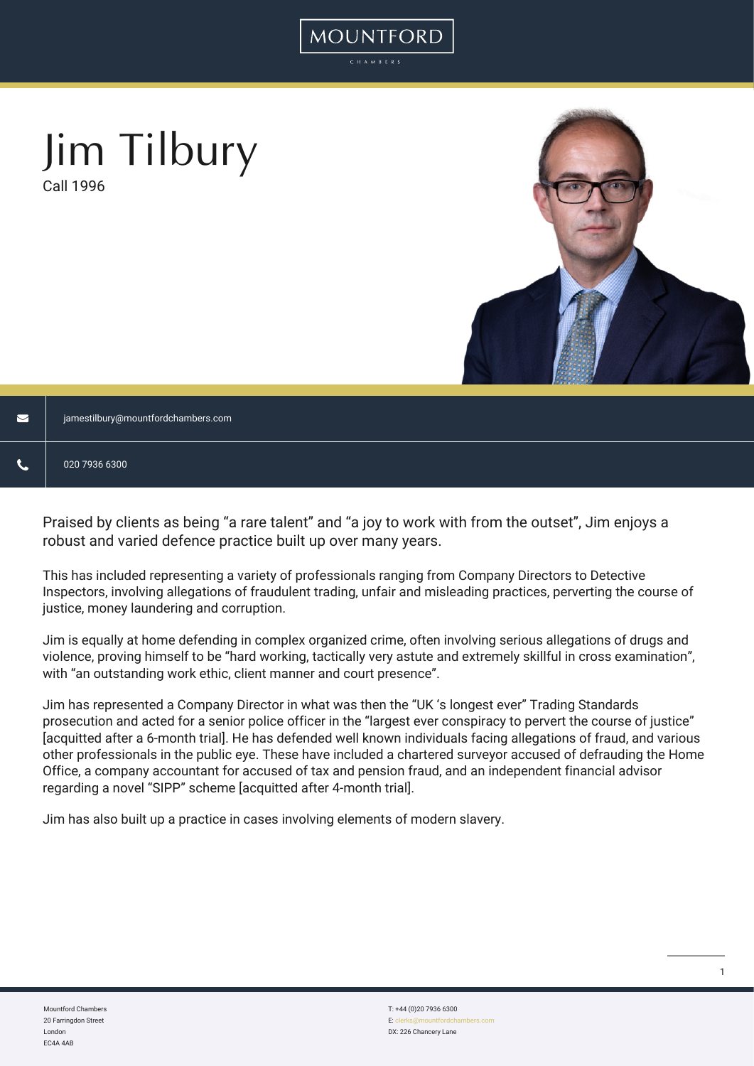MOUNTFORD

CHAMBERS

# Jim Tilbury

Call 1996

jamestilbury@mountfordchambers.com

020 7936 6300

Praised by clients as being "a rare talent" and "a joy to work with from the outset", Jim enjoys a robust and varied defence practice built up over many years.

This has included representing a variety of professionals ranging from Company Directors to Detective Inspectors, involving allegations of fraudulent trading, unfair and misleading practices, perverting the course of justice, money laundering and corruption.

Jim is equally at home defending in complex organized crime, often involving serious allegations of drugs and violence, proving himself to be "hard working, tactically very astute and extremely skillful in cross examination", with "an outstanding work ethic, client manner and court presence".

Jim has represented a Company Director in what was then the "UK 's longest ever" Trading Standards prosecution and acted for a senior police officer in the "largest ever conspiracy to pervert the course of justice" [acquitted after a 6-month trial]. He has defended well known individuals facing allegations of fraud, and various other professionals in the public eye. These have included a chartered surveyor accused of defrauding the Home Office, a company accountant for accused of tax and pension fraud, and an independent financial advisor regarding a novel "SIPP" scheme [acquitted after 4-month trial].

Jim has also built up a practice in cases involving elements of modern slavery.

Mountford Chambers
20 Farringdon Street
London
EC4A 4AB

T: +44 (0)20 7936 6300
E: clerks@mountfordchambers.com
DX: 226 Chancery Lane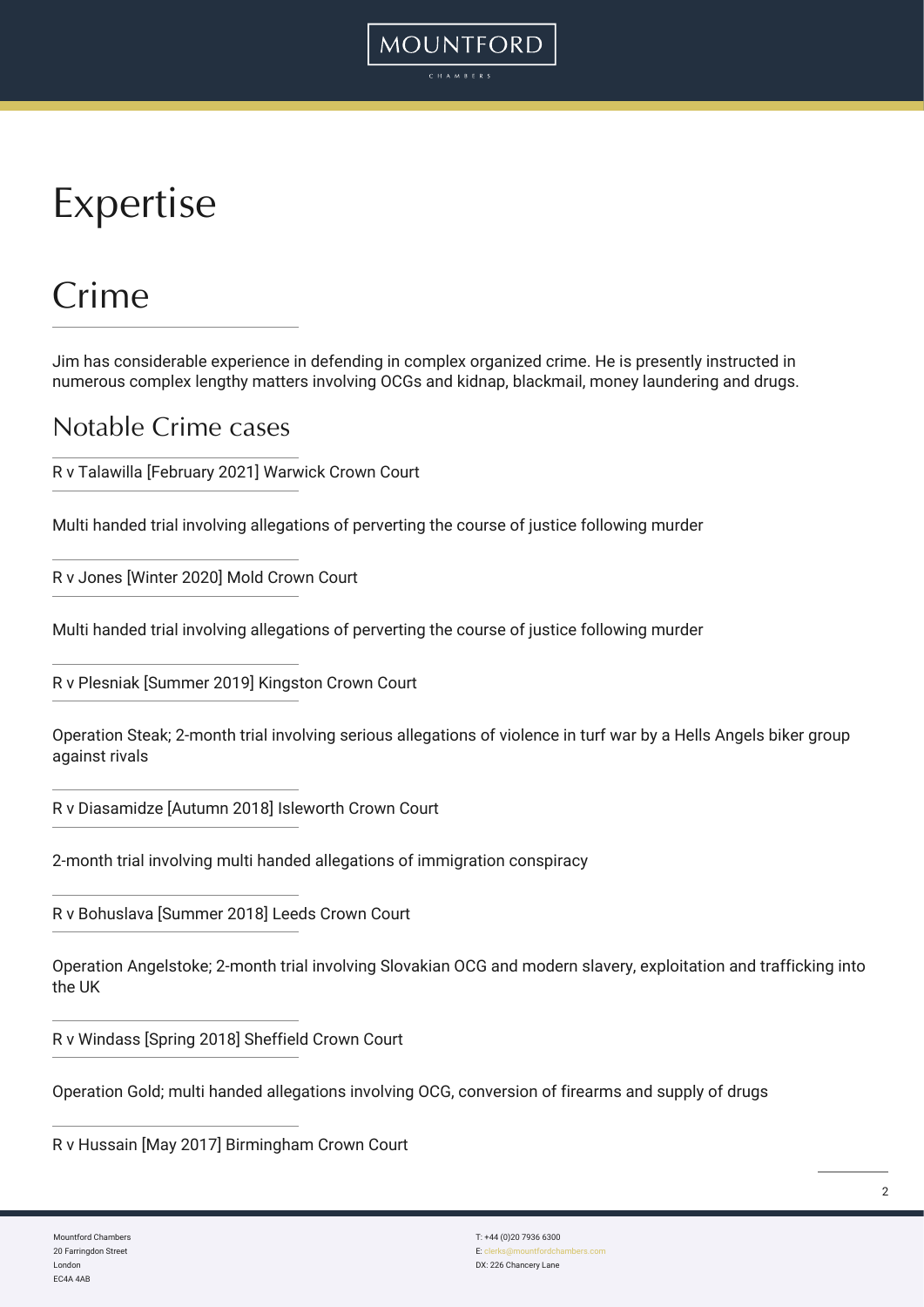# Expertise

## Crime

Jim has considerable experience in defending in complex organized crime. He is presently instructed in numerous complex lengthy matters involving OCGs and kidnap, blackmail, money laundering and drugs.

### Notable Crime cases

R v Talawilla [February 2021] Warwick Crown Court

Multi handed trial involving allegations of perverting the course of justice following murder

R v Jones [Winter 2020] Mold Crown Court

Multi handed trial involving allegations of perverting the course of justice following murder

R v Plesniak [Summer 2019] Kingston Crown Court

Operation Steak; 2-month trial involving serious allegations of violence in turf war by a Hells Angels biker group against rivals

R v Diasamidze [Autumn 2018] Isleworth Crown Court

2-month trial involving multi handed allegations of immigration conspiracy

R v Bohuslava [Summer 2018] Leeds Crown Court

Operation Angelstoke; 2-month trial involving Slovakian OCG and modern slavery, exploitation and trafficking into the UK

R v Windass [Spring 2018] Sheffield Crown Court

Operation Gold; multi handed allegations involving OCG, conversion of firearms and supply of drugs

R v Hussain [May 2017] Birmingham Crown Court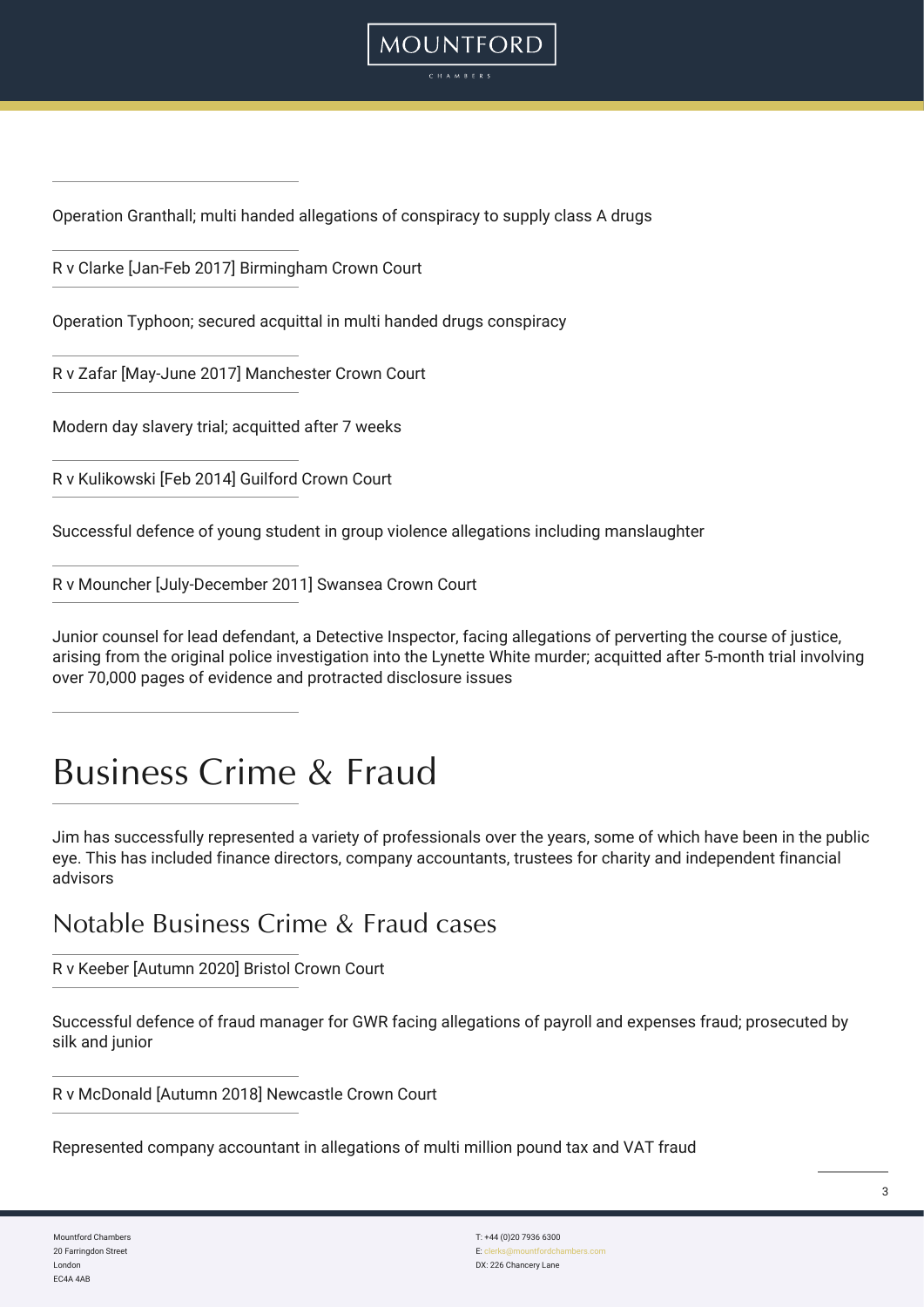Operation Granthall; multi handed allegations of conspiracy to supply class A drugs

R v Clarke [Jan-Feb 2017] Birmingham Crown Court

Operation Typhoon; secured acquittal in multi handed drugs conspiracy

R v Zafar [May-June 2017] Manchester Crown Court

Modern day slavery trial; acquitted after 7 weeks

R v Kulikowski [Feb 2014] Guilford Crown Court

Successful defence of young student in group violence allegations including manslaughter

R v Mouncher [July-December 2011] Swansea Crown Court

Junior counsel for lead defendant, a Detective Inspector, facing allegations of perverting the course of justice, arising from the original police investigation into the Lynette White murder; acquitted after 5-month trial involving over 70,000 pages of evidence and protracted disclosure issues

# Business Crime & Fraud

Jim has successfully represented a variety of professionals over the years, some of which have been in the public eye. This has included finance directors, company accountants, trustees for charity and independent financial advisors

## Notable Business Crime & Fraud cases

R v Keeber [Autumn 2020] Bristol Crown Court

Successful defence of fraud manager for GWR facing allegations of payroll and expenses fraud; prosecuted by silk and junior

R v McDonald [Autumn 2018] Newcastle Crown Court

Represented company accountant in allegations of multi million pound tax and VAT fraud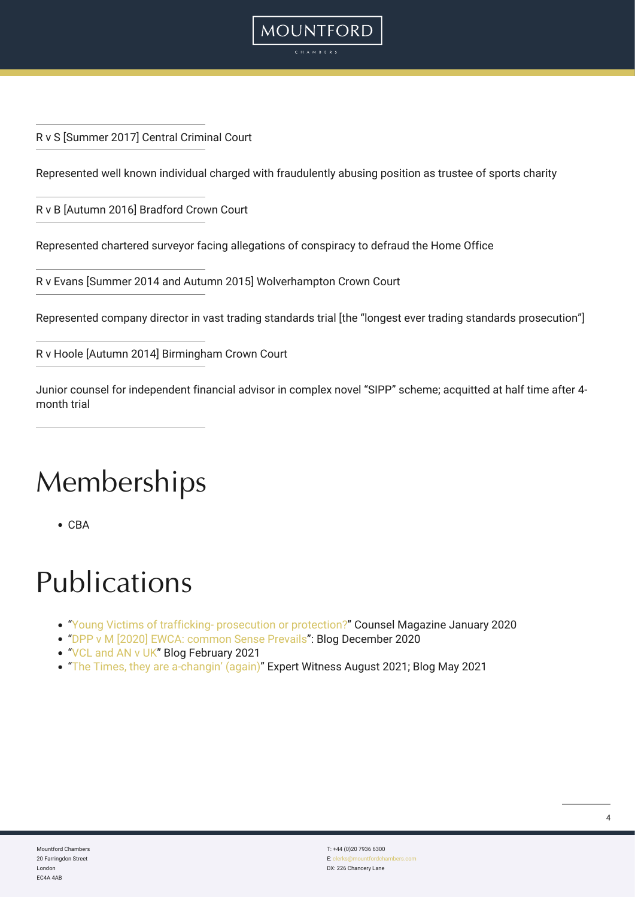R v S [Summer 2017] Central Criminal Court

Represented well known individual charged with fraudulently abusing position as trustee of sports charity

R v B [Autumn 2016] Bradford Crown Court

Represented chartered surveyor facing allegations of conspiracy to defraud the Home Office

R v Evans [Summer 2014 and Autumn 2015] Wolverhampton Crown Court

Represented company director in vast trading standards trial [the "longest ever trading standards prosecution"]

R v Hoole [Autumn 2014] Birmingham Crown Court

Junior counsel for independent financial advisor in complex novel "SIPP" scheme; acquitted at half time after 4-month trial

# Memberships

- CBA

# Publications

- "Young Victims of trafficking- prosecution or protection?" Counsel Magazine January 2020
- "DPP v M [2020] EWCA: common Sense Prevails": Blog December 2020
- "VCL and AN v UK" Blog February 2021
- "The Times, they are a-changin' (again)" Expert Witness August 2021; Blog May 2021